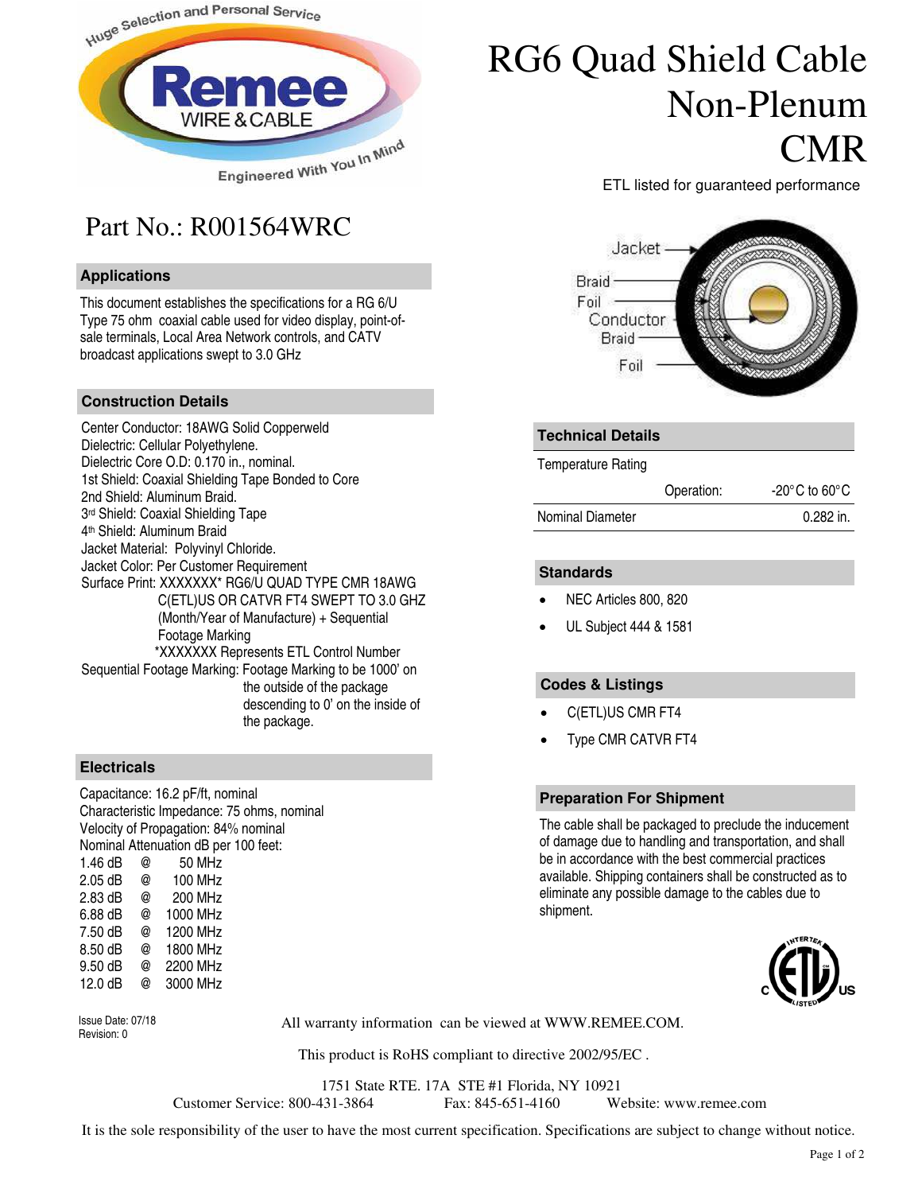# RG6 Quad Shield Cable Non-Plenum CMR

ETL listed for guaranteed performance

## Part No.: R001564WRC

### Applications

This document establishes the specifications for a RG 6/U Type 75 ohm coaxial cable used for video display, point-of-sale terminals, Local Area Network controls, and CATV broadcast applications swept to 3.0 GHz

### Construction Details

Center Conductor: 18AWG Solid Copperweld
Dielectric: Cellular Polyethylene.
Dielectric Core O.D: 0.170 in., nominal.
1st Shield: Coaxial Shielding Tape Bonded to Core
2nd Shield: Aluminum Braid.
3rd Shield: Coaxial Shielding Tape
4th Shield: Aluminum Braid
Jacket Material: Polyvinyl Chloride.
Jacket Color: Per Customer Requirement
Surface Print: XXXXXXX* RG6/U QUAD TYPE CMR 18AWG C(ETL)US OR CATVR FT4 SWEPT TO 3.0 GHZ (Month/Year of Manufacture) + Sequential Footage Marking
*XXXXXXX Represents ETL Control Number
Sequential Footage Marking: Footage Marking to be 1000' on the outside of the package descending to 0' on the inside of the package.

### Electricals

Capacitance: 16.2 pF/ft, nominal
Characteristic Impedance: 75 ohms, nominal
Velocity of Propagation: 84% nominal
Nominal Attenuation dB per 100 feet:

| dB | | Frequency |
|---|---|---|
| 1.46 dB | @ | 50 MHz |
| 2.05 dB | @ | 100 MHz |
| 2.83 dB | @ | 200 MHz |
| 6.88 dB | @ | 1000 MHz |
| 7.50 dB | @ | 1200 MHz |
| 8.50 dB | @ | 1800 MHz |
| 9.50 dB | @ | 2200 MHz |
| 12.0 dB | @ | 3000 MHz |

Jacket
Braid
Foil
Conductor
Braid
Foil

### Technical Details

| Temperature Rating | | |
|---|---|---|
| | Operation: | -20°C to 60°C |
| Nominal Diameter | | 0.282 in. |

### Standards

- NEC Articles 800, 820
- UL Subject 444 & 1581

### Codes & Listings

- C(ETL)US CMR FT4
- Type CMR CATVR FT4

### Preparation For Shipment

The cable shall be packaged to preclude the inducement of damage due to handling and transportation, and shall be in accordance with the best commercial practices available. Shipping containers shall be constructed as to eliminate any possible damage to the cables due to shipment.

Issue Date: 07/18
Revision: 0

All warranty information can be viewed at WWW.REMEE.COM.

This product is RoHS compliant to directive 2002/95/EC .

1751 State RTE. 17A STE #1 Florida, NY 10921
Customer Service: 800-431-3864 Fax: 845-651-4160 Website: www.remee.com

It is the sole responsibility of the user to have the most current specification. Specifications are subject to change without notice.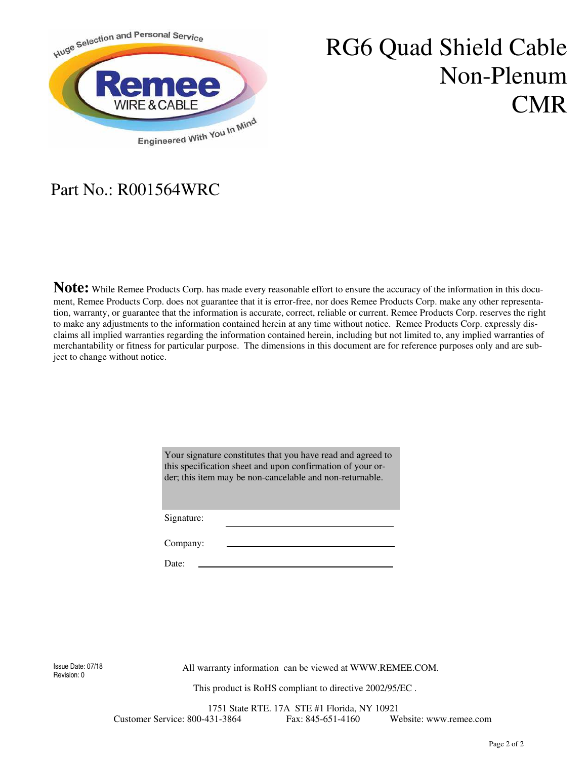# RG6 Quad Shield Cable Non-Plenum CMR

Huge Selection and Personal Service

**Remee**
WIRE & CABLE

Engineered With You In Mind

## Part No.: R001564WRC

**Note:** While Remee Products Corp. has made every reasonable effort to ensure the accuracy of the information in this document, Remee Products Corp. does not guarantee that it is error-free, nor does Remee Products Corp. make any other representation, warranty, or guarantee that the information is accurate, correct, reliable or current. Remee Products Corp. reserves the right to make any adjustments to the information contained herein at any time without notice. Remee Products Corp. expressly disclaims all implied warranties regarding the information contained herein, including but not limited to, any implied warranties of merchantability or fitness for particular purpose. The dimensions in this document are for reference purposes only and are subject to change without notice.

Your signature constitutes that you have read and agreed to this specification sheet and upon confirmation of your order; this item may be non-cancelable and non-returnable.

Signature: ______________________________

Company: ______________________________

Date: ______________________________

Issue Date: 07/18
Revision: 0

All warranty information can be viewed at WWW.REMEE.COM.

This product is RoHS compliant to directive 2002/95/EC .

1751 State RTE. 17A STE #1 Florida, NY 10921
Customer Service: 800-431-3864 Fax: 845-651-4160 Website: www.remee.com